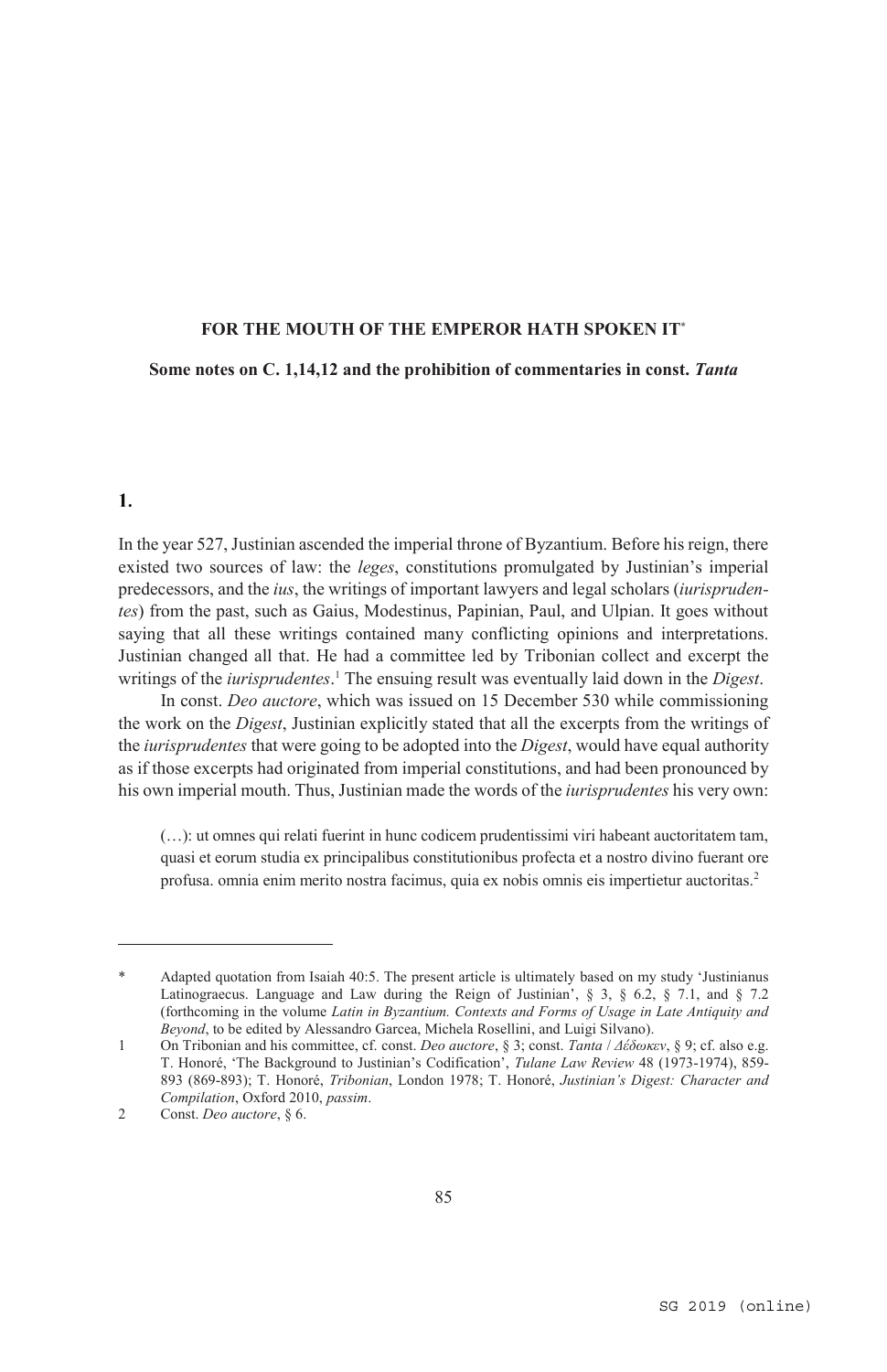# FOR THE MOUTH OF THE EMPEROR HATH SPOKEN IT[*]

## Some notes on C. 1,14,12 and the prohibition of commentaries in const. *Tanta*

### 1.

In the year 527, Justinian ascended the imperial throne of Byzantium. Before his reign, there existed two sources of law: the *leges*, constitutions promulgated by Justinian's imperial predecessors, and the *ius*, the writings of important lawyers and legal scholars (*iurisprudentes*) from the past, such as Gaius, Modestinus, Papinian, Paul, and Ulpian. It goes without saying that all these writings contained many conflicting opinions and interpretations. Justinian changed all that. He had a committee led by Tribonian collect and excerpt the writings of the *iurisprudentes*.[1] The ensuing result was eventually laid down in the *Digest*.

In const. *Deo auctore*, which was issued on 15 December 530 while commissioning the work on the *Digest*, Justinian explicitly stated that all the excerpts from the writings of the *iurisprudentes* that were going to be adopted into the *Digest*, would have equal authority as if those excerpts had originated from imperial constitutions, and had been pronounced by his own imperial mouth. Thus, Justinian made the words of the *iurisprudentes* his very own:

> (…): ut omnes qui relati fuerint in hunc codicem prudentissimi viri habeant auctoritatem tam, quasi et eorum studia ex principalibus constitutionibus profecta et a nostro divino fuerant ore profusa. omnia enim merito nostra facimus, quia ex nobis omnis eis impertietur auctoritas.[2]

---

\* Adapted quotation from Isaiah 40:5. The present article is ultimately based on my study 'Justinianus Latinograecus. Language and Law during the Reign of Justinian', § 3, § 6.2, § 7.1, and § 7.2 (forthcoming in the volume *Latin in Byzantium. Contexts and Forms of Usage in Late Antiquity and Beyond*, to be edited by Alessandro Garcea, Michela Rosellini, and Luigi Silvano).

1 On Tribonian and his committee, cf. const. *Deo auctore*, § 3; const. *Tanta* / *Δέδωκεν*, § 9; cf. also e.g. T. Honoré, 'The Background to Justinian's Codification', *Tulane Law Review* 48 (1973-1974), 859-893 (869-893); T. Honoré, *Tribonian*, London 1978; T. Honoré, *Justinian's Digest: Character and Compilation*, Oxford 2010, *passim*.

2 Const. *Deo auctore*, § 6.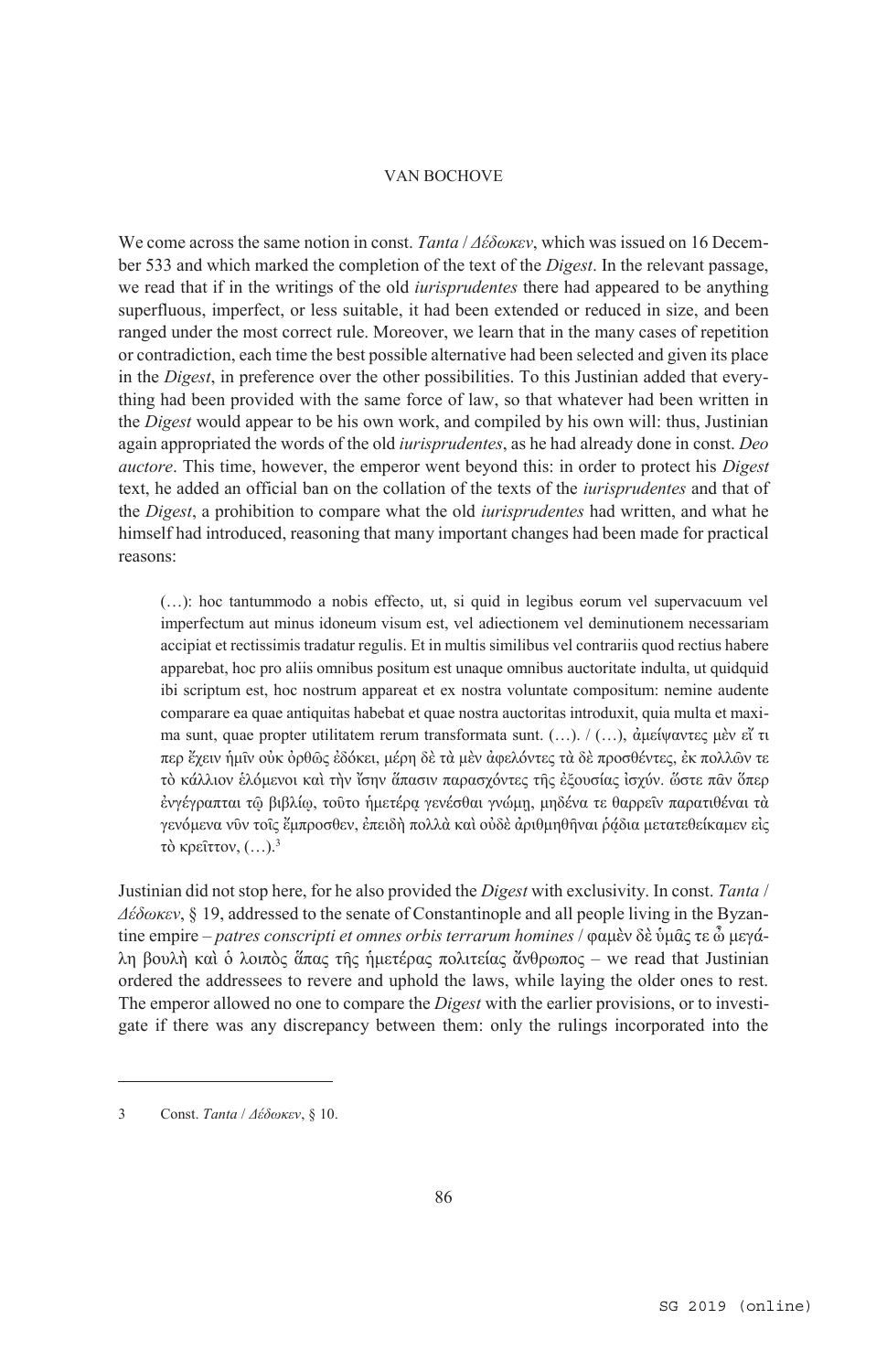We come across the same notion in const. *Tanta* / *Δέδωκεν*, which was issued on 16 December 533 and which marked the completion of the text of the *Digest*. In the relevant passage, we read that if in the writings of the old *iurisprudentes* there had appeared to be anything superfluous, imperfect, or less suitable, it had been extended or reduced in size, and been ranged under the most correct rule. Moreover, we learn that in the many cases of repetition or contradiction, each time the best possible alternative had been selected and given its place in the *Digest*, in preference over the other possibilities. To this Justinian added that everything had been provided with the same force of law, so that whatever had been written in the *Digest* would appear to be his own work, and compiled by his own will: thus, Justinian again appropriated the words of the old *iurisprudentes*, as he had already done in const. *Deo auctore*. This time, however, the emperor went beyond this: in order to protect his *Digest* text, he added an official ban on the collation of the texts of the *iurisprudentes* and that of the *Digest*, a prohibition to compare what the old *iurisprudentes* had written, and what he himself had introduced, reasoning that many important changes had been made for practical reasons:

> (…): hoc tantummodo a nobis effecto, ut, si quid in legibus eorum vel supervacuum vel imperfectum aut minus idoneum visum est, vel adiectionem vel deminutionem necessariam accipiat et rectissimis tradatur regulis. Et in multis similibus vel contrariis quod rectius habere apparebat, hoc pro aliis omnibus positum est unaque omnibus auctoritate indulta, ut quidquid ibi scriptum est, hoc nostrum appareat et ex nostra voluntate compositum: nemine audente comparare ea quae antiquitas habebat et quae nostra auctoritas introduxit, quia multa et maxima sunt, quae propter utilitatem rerum transformata sunt. (…). / (…), ἀμείψαντες μὲν εἴ τι περ ἔχειν ἡμῖν οὐκ ὀρθῶς ἐδόκει, μέρη δὲ τὰ μὲν ἀφελόντες τὰ δὲ προσθέντες, ἐκ πολλῶν τε τὸ κάλλιον ἑλόμενοι καὶ τὴν ἴσην ἅπασιν παρασχόντες τῆς ἐξουσίας ἰσχύν. ὥστε πᾶν ὅπερ ἐνγέγραπται τῷ βιβλίῳ, τοῦτο ἡμετέρᾳ γενέσθαι γνώμῃ, μηδένα τε θαρρεῖν παρατιθέναι τὰ γενόμενα νῦν τοῖς ἔμπροσθεν, ἐπειδὴ πολλὰ καὶ οὐδὲ ἀριθμηθῆναι ῥᾴδια μετατεθείκαμεν εἰς τὸ κρεῖττον, (…).[3]

Justinian did not stop here, for he also provided the *Digest* with exclusivity. In const. *Tanta* / *Δέδωκεν*, § 19, addressed to the senate of Constantinople and all people living in the Byzantine empire – *patres conscripti et omnes orbis terrarum homines* / φαμὲν δὲ ὑμᾶς τε ὦ μεγάλη βουλὴ καὶ ὁ λοιπὸς ἅπας τῆς ἡμετέρας πολιτείας ἄνθρωπος – we read that Justinian ordered the addressees to revere and uphold the laws, while laying the older ones to rest. The emperor allowed no one to compare the *Digest* with the earlier provisions, or to investigate if there was any discrepancy between them: only the rulings incorporated into the

---

3 Const. *Tanta* / *Δέδωκεν*, § 10.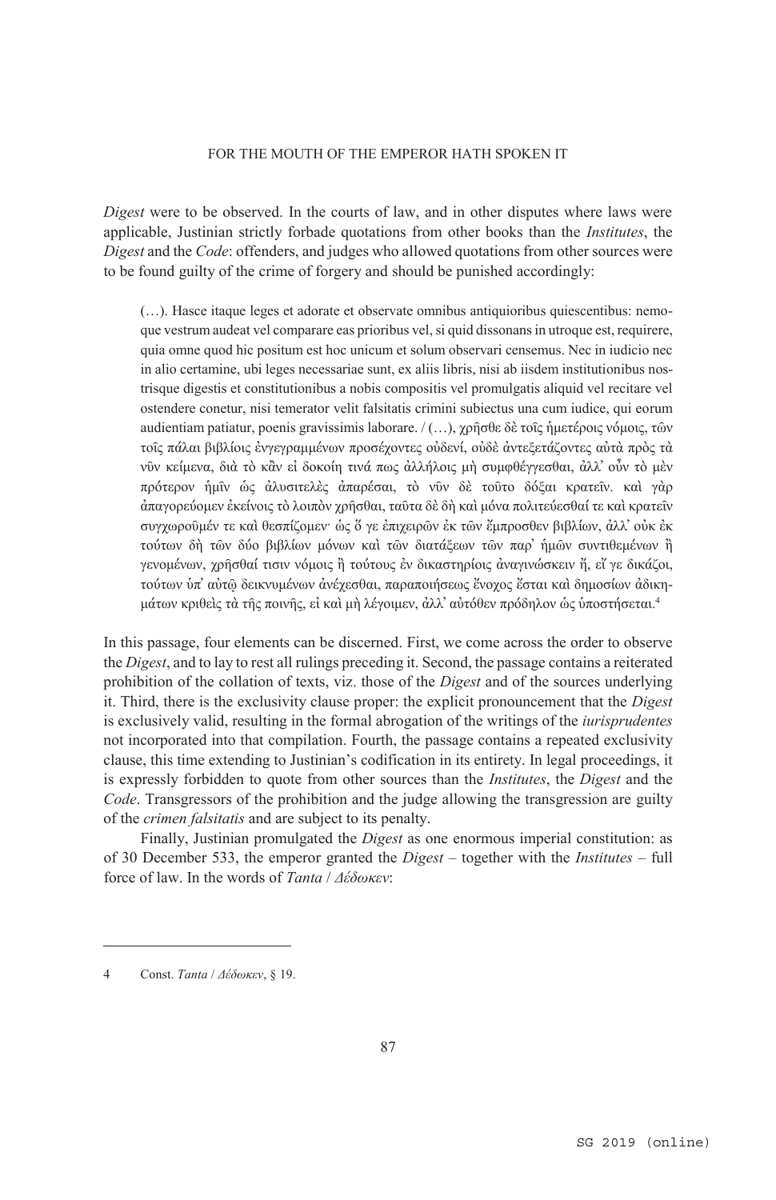*Digest* were to be observed. In the courts of law, and in other disputes where laws were applicable, Justinian strictly forbade quotations from other books than the *Institutes*, the *Digest* and the *Code*: offenders, and judges who allowed quotations from other sources were to be found guilty of the crime of forgery and should be punished accordingly:

> (…). Hasce itaque leges et adorate et observate omnibus antiquioribus quiescentibus: nemoque vestrum audeat vel comparare eas prioribus vel, si quid dissonans in utroque est, requirere, quia omne quod hic positum est hoc unicum et solum observari censemus. Nec in iudicio nec in alio certamine, ubi leges necessariae sunt, ex aliis libris, nisi ab iisdem institutionibus nostrisque digestis et constitutionibus a nobis compositis vel promulgatis aliquid vel recitare vel ostendere conetur, nisi temerator velit falsitatis crimini subiectus una cum iudice, qui eorum audientiam patiatur, poenis gravissimis laborare. / (…), χρῆσθε δὲ τοῖς ἡμετέροις νόμοις, τῶν τοῖς πάλαι βιβλίοις ἐγγεγραμμένων προσέχοντες οὐδενί, οὐδὲ ἀντεξετάζοντες αὐτὰ πρὸς τὰ νῦν κείμενα, διὰ τὸ κἂν εἰ δοκοίη τινά πως ἀλλήλοις μὴ συμφθέγγεσθαι, ἀλλ᾽ οὖν τὸ μὲν πρότερον ἡμῖν ὡς ἀλυσιτελὲς ἀπαρέσαι, τὸ νῦν δὲ τοῦτο δόξαι κρατεῖν. καὶ γὰρ ἀπαγορεύομεν ἐκείνοις τὸ λοιπὸν χρῆσθαι, ταῦτα δὲ δὴ καὶ μόνα πολιτεύεσθαί τε καὶ κρατεῖν συγχωροῦμέν τε καὶ θεσπίζομεν· ὡς ὅ γε ἐπιχειρῶν ἐκ τῶν ἔμπροσθεν βιβλίων, ἀλλ᾽ οὐκ ἐκ τούτων δὴ τῶν δύο βιβλίων μόνων καὶ τῶν διατάξεων τῶν παρ᾽ ἡμῶν συντιθεμένων ἢ γενομένων, χρῆσθαί τισιν νόμοις ἢ τούτους ἐν δικαστηρίοις ἀναγινώσκειν ἤ, εἴ γε δικάζοι, τούτων ὑπ᾽ αὐτῷ δεικνυμένων ἀνέχεσθαι, παραποιήσεως ἔνοχος ἔσται καὶ δημοσίων ἀδικημάτων κριθεὶς τὰ τῆς ποινῆς, εἰ καὶ μὴ λέγοιμεν, ἀλλ᾽ αὐτόθεν πρόδηλον ὡς ὑποστήσεται.[4]

In this passage, four elements can be discerned. First, we come across the order to observe the *Digest*, and to lay to rest all rulings preceding it. Second, the passage contains a reiterated prohibition of the collation of texts, viz. those of the *Digest* and of the sources underlying it. Third, there is the exclusivity clause proper: the explicit pronouncement that the *Digest* is exclusively valid, resulting in the formal abrogation of the writings of the *iurisprudentes* not incorporated into that compilation. Fourth, the passage contains a repeated exclusivity clause, this time extending to Justinian's codification in its entirety. In legal proceedings, it is expressly forbidden to quote from other sources than the *Institutes*, the *Digest* and the *Code*. Transgressors of the prohibition and the judge allowing the transgression are guilty of the *crimen falsitatis* and are subject to its penalty.

Finally, Justinian promulgated the *Digest* as one enormous imperial constitution: as of 30 December 533, the emperor granted the *Digest* – together with the *Institutes* – full force of law. In the words of *Tanta* / *Δέδωκεν*:

---

4 Const. *Tanta* / *Δέδωκεν*, § 19.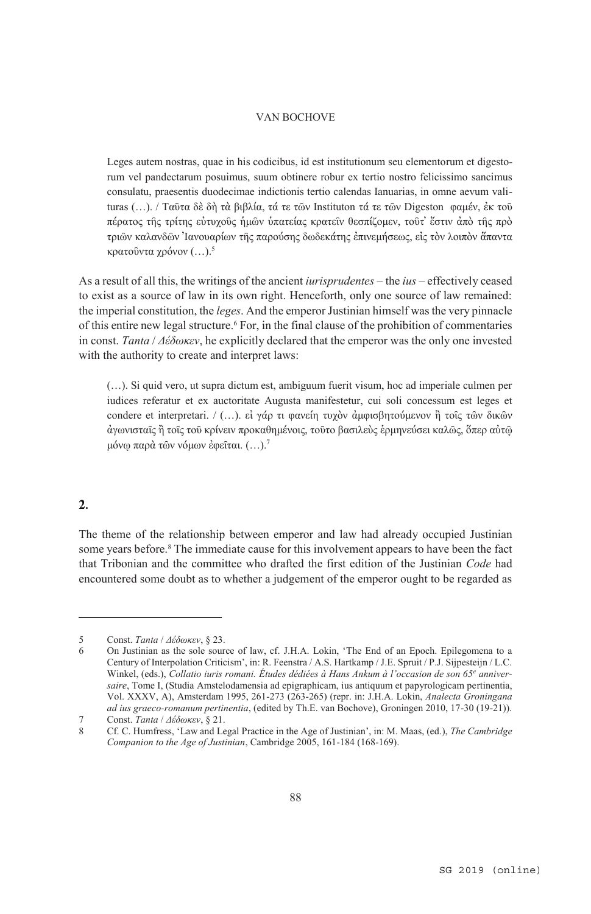> Leges autem nostras, quae in his codicibus, id est institutionum seu elementorum et digestorum vel pandectarum posuimus, suum obtinere robur ex tertio nostro felicissimo sancimus consulatu, praesentis duodecimae indictionis tertio calendas Ianuarias, in omne aevum valituras (…). / Ταῦτα δὲ δὴ τὰ βιβλία, τά τε τῶν Instituton τά τε τῶν Digeston φαμέν, ἐκ τοῦ πέρατος τῆς τρίτης εὐτυχοῦς ἡμῶν ὑπατείας κρατεῖν θεσπίζομεν, τοῦτ᾽ ἔστιν ἀπὸ τῆς πρὸ τριῶν καλανδῶν Ἰανουαρίων τῆς παρούσης δωδεκάτης ἐπινεμήσεως, εἰς τὸν λοιπὸν ἅπαντα κρατοῦντα χρόνον (…).[5]

As a result of all this, the writings of the ancient *iurisprudentes* – the *ius* – effectively ceased to exist as a source of law in its own right. Henceforth, only one source of law remained: the imperial constitution, the *leges*. And the emperor Justinian himself was the very pinnacle of this entire new legal structure.[6] For, in the final clause of the prohibition of commentaries in const. *Tanta* / *Δέδωκεν*, he explicitly declared that the emperor was the only one invested with the authority to create and interpret laws:

> (…). Si quid vero, ut supra dictum est, ambiguum fuerit visum, hoc ad imperiale culmen per iudices referatur et ex auctoritate Augusta manifestetur, cui soli concessum est leges et condere et interpretari. / (…). εἰ γάρ τι φανείη τυχὸν ἀμφισβητούμενον ἢ τοῖς τῶν δικῶν ἀγωνισταῖς ἢ τοῖς τοῦ κρίνειν προκαθημένοις, τοῦτο βασιλεὺς ἑρμηνεύσει καλῶς, ὅπερ αὐτῷ μόνῳ παρὰ τῶν νόμων ἐφεῖται. (…).[7]

## 2.

The theme of the relationship between emperor and law had already occupied Justinian some years before.[8] The immediate cause for this involvement appears to have been the fact that Tribonian and the committee who drafted the first edition of the Justinian *Code* had encountered some doubt as to whether a judgement of the emperor ought to be regarded as

---

5 Const. *Tanta* / *Δέδωκεν*, § 23.

6 On Justinian as the sole source of law, cf. J.H.A. Lokin, 'The End of an Epoch. Epilegomena to a Century of Interpolation Criticism', in: R. Feenstra / A.S. Hartkamp / J.E. Spruit / P.J. Sijpesteijn / L.C. Winkel, (eds.), *Collatio iuris romani. Études dédiées à Hans Ankum à l'occasion de son 65e anniversaire*, Tome I, (Studia Amstelodamensia ad epigraphicam, ius antiquum et papyrologicam pertinentia, Vol. XXXV, A), Amsterdam 1995, 261-273 (263-265) (repr. in: J.H.A. Lokin, *Analecta Groningana ad ius graeco-romanum pertinentia*, (edited by Th.E. van Bochove), Groningen 2010, 17-30 (19-21)).

7 Const. *Tanta* / *Δέδωκεν*, § 21.

8 Cf. C. Humfress, 'Law and Legal Practice in the Age of Justinian', in: M. Maas, (ed.), *The Cambridge Companion to the Age of Justinian*, Cambridge 2005, 161-184 (168-169).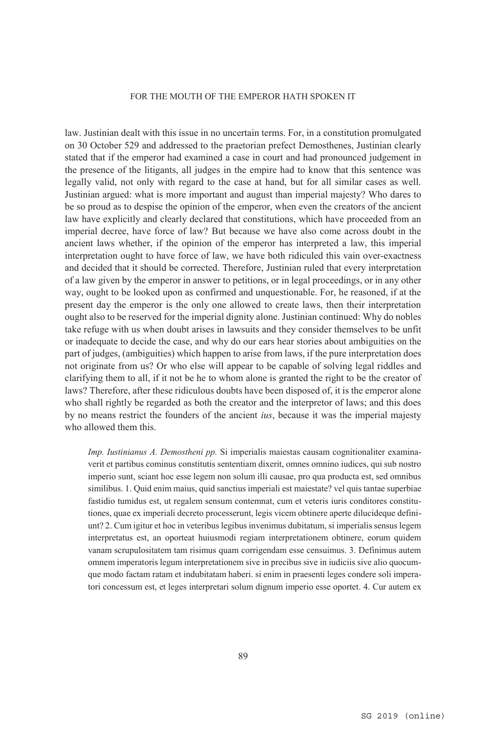law. Justinian dealt with this issue in no uncertain terms. For, in a constitution promulgated on 30 October 529 and addressed to the praetorian prefect Demosthenes, Justinian clearly stated that if the emperor had examined a case in court and had pronounced judgement in the presence of the litigants, all judges in the empire had to know that this sentence was legally valid, not only with regard to the case at hand, but for all similar cases as well. Justinian argued: what is more important and august than imperial majesty? Who dares to be so proud as to despise the opinion of the emperor, when even the creators of the ancient law have explicitly and clearly declared that constitutions, which have proceeded from an imperial decree, have force of law? But because we have also come across doubt in the ancient laws whether, if the opinion of the emperor has interpreted a law, this imperial interpretation ought to have force of law, we have both ridiculed this vain over-exactness and decided that it should be corrected. Therefore, Justinian ruled that every interpretation of a law given by the emperor in answer to petitions, or in legal proceedings, or in any other way, ought to be looked upon as confirmed and unquestionable. For, he reasoned, if at the present day the emperor is the only one allowed to create laws, then their interpretation ought also to be reserved for the imperial dignity alone. Justinian continued: Why do nobles take refuge with us when doubt arises in lawsuits and they consider themselves to be unfit or inadequate to decide the case, and why do our ears hear stories about ambiguities on the part of judges, (ambiguities) which happen to arise from laws, if the pure interpretation does not originate from us? Or who else will appear to be capable of solving legal riddles and clarifying them to all, if it not be he to whom alone is granted the right to be the creator of laws? Therefore, after these ridiculous doubts have been disposed of, it is the emperor alone who shall rightly be regarded as both the creator and the interpretor of laws; and this does by no means restrict the founders of the ancient *ius*, because it was the imperial majesty who allowed them this.

> *Imp. Iustinianus A. Demostheni pp.* Si imperialis maiestas causam cognitionaliter examinaverit et partibus cominus constitutis sententiam dixerit, omnes omnino iudices, qui sub nostro imperio sunt, sciant hoc esse legem non solum illi causae, pro qua producta est, sed omnibus similibus. 1. Quid enim maius, quid sanctius imperiali est maiestate? vel quis tantae superbiae fastidio tumidus est, ut regalem sensum contemnat, cum et veteris iuris conditores constitutiones, quae ex imperiali decreto processerunt, legis vicem obtinere aperte dilucideque definiunt? 2. Cum igitur et hoc in veteribus legibus invenimus dubitatum, si imperialis sensus legem interpretatus est, an oporteat huiusmodi regiam interpretationem obtinere, eorum quidem vanam scrupulositatem tam risimus quam corrigendam esse censuimus. 3. Definimus autem omnem imperatoris legum interpretationem sive in precibus sive in iudiciis sive alio quocumque modo factam ratam et indubitatam haberi. si enim in praesenti leges condere soli imperatori concessum est, et leges interpretari solum dignum imperio esse oportet. 4. Cur autem ex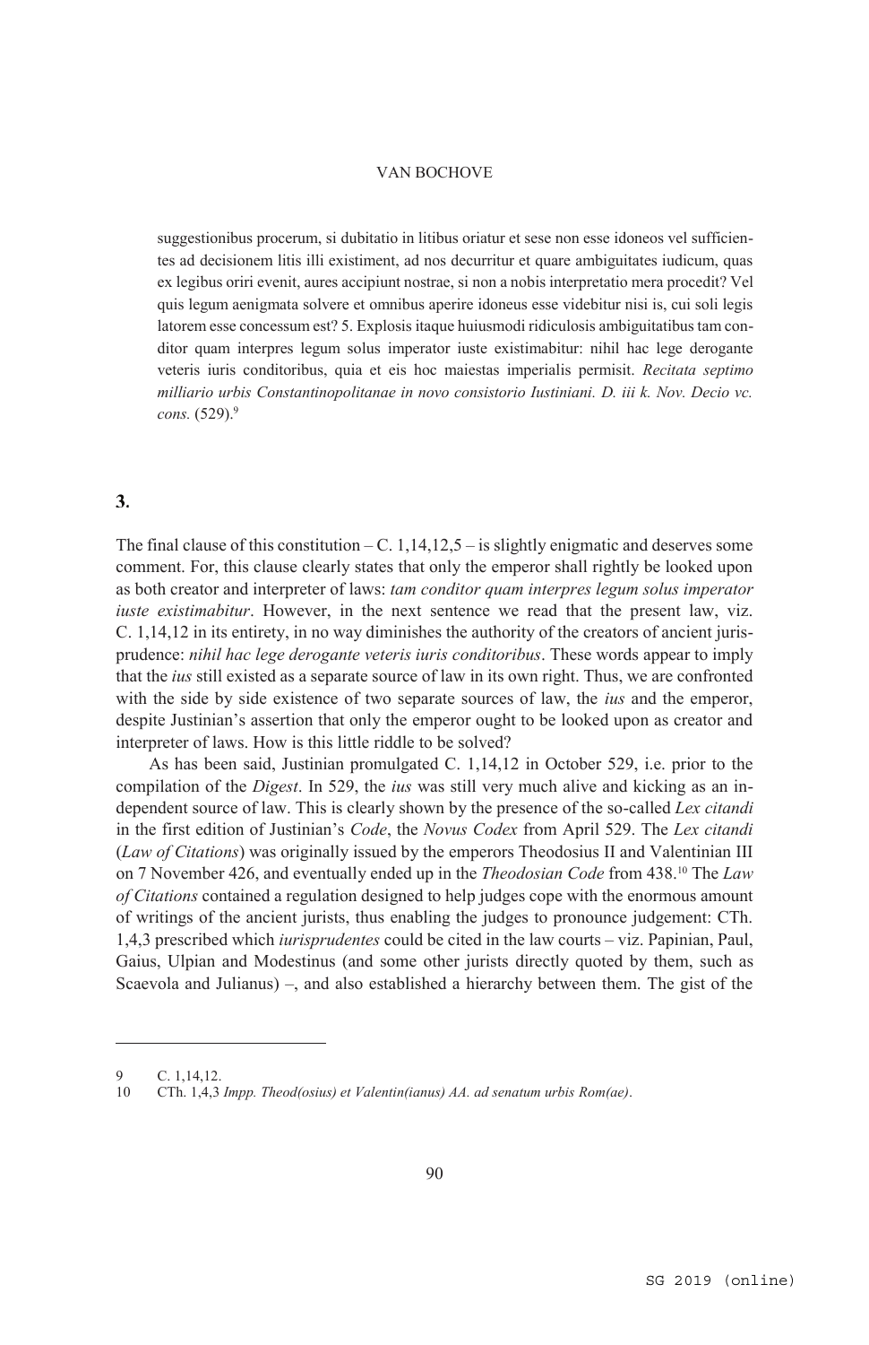suggestionibus procerum, si dubitatio in litibus oriatur et sese non esse idoneos vel sufficientes ad decisionem litis illi existiment, ad nos decurritur et quare ambiguitates iudicum, quas ex legibus oriri evenit, aures accipiunt nostrae, si non a nobis interpretatio mera procedit? Vel quis legum aenigmata solvere et omnibus aperire idoneus esse videbitur nisi is, cui soli legis latorem esse concessum est? 5. Explosis itaque huiusmodi ridiculosis ambiguitatibus tam conditor quam interpres legum solus imperator iuste existimabitur: nihil hac lege derogante veteris iuris conditoribus, quia et eis hoc maiestas imperialis permisit. *Recitata septimo milliario urbis Constantinopolitanae in novo consistorio Iustiniani. D. iii k. Nov. Decio vc. cons.* (529).[9]

## 3.

The final clause of this constitution – C. 1,14,12,5 – is slightly enigmatic and deserves some comment. For, this clause clearly states that only the emperor shall rightly be looked upon as both creator and interpreter of laws: *tam conditor quam interpres legum solus imperator iuste existimabitur*. However, in the next sentence we read that the present law, viz. C. 1,14,12 in its entirety, in no way diminishes the authority of the creators of ancient jurisprudence: *nihil hac lege derogante veteris iuris conditoribus*. These words appear to imply that the *ius* still existed as a separate source of law in its own right. Thus, we are confronted with the side by side existence of two separate sources of law, the *ius* and the emperor, despite Justinian's assertion that only the emperor ought to be looked upon as creator and interpreter of laws. How is this little riddle to be solved?

As has been said, Justinian promulgated C. 1,14,12 in October 529, i.e. prior to the compilation of the *Digest*. In 529, the *ius* was still very much alive and kicking as an independent source of law. This is clearly shown by the presence of the so-called *Lex citandi* in the first edition of Justinian's *Code*, the *Novus Codex* from April 529. The *Lex citandi* (*Law of Citations*) was originally issued by the emperors Theodosius II and Valentinian III on 7 November 426, and eventually ended up in the *Theodosian Code* from 438.[10] The *Law of Citations* contained a regulation designed to help judges cope with the enormous amount of writings of the ancient jurists, thus enabling the judges to pronounce judgement: CTh. 1,4,3 prescribed which *iurisprudentes* could be cited in the law courts – viz. Papinian, Paul, Gaius, Ulpian and Modestinus (and some other jurists directly quoted by them, such as Scaevola and Julianus) –, and also established a hierarchy between them. The gist of the

---

9 C. 1,14,12.

10 CTh. 1,4,3 *Impp. Theod(osius) et Valentin(ianus) AA. ad senatum urbis Rom(ae)*.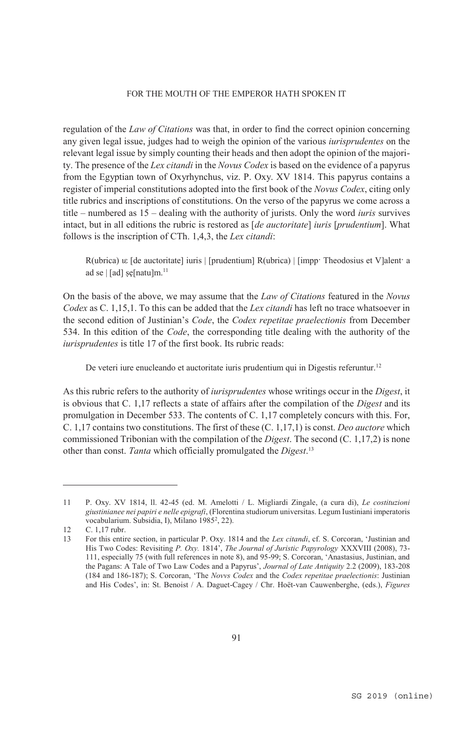regulation of the *Law of Citations* was that, in order to find the correct opinion concerning any given legal issue, judges had to weigh the opinion of the various *iurisprudentes* on the relevant legal issue by simply counting their heads and then adopt the opinion of the majority. The presence of the *Lex citandi* in the *Novus Codex* is based on the evidence of a papyrus from the Egyptian town of Oxyrhynchus, viz. P. Oxy. XV 1814. This papyrus contains a register of imperial constitutions adopted into the first book of the *Novus Codex*, citing only title rubrics and inscriptions of constitutions. On the verso of the papyrus we come across a title – numbered as 15 – dealing with the authority of jurists. Only the word *iuris* survives intact, but in all editions the rubric is restored as [*de auctoritate*] *iuris* [*prudentium*]. What follows is the inscription of CTh. 1,4,3, the *Lex citandi*:

> R(ubrica) ιε [de auctoritate] iuris | [prudentium] R(ubrica) | [impp· Theodosius et V]alent· a ad se | [ad] ṣẹ[natu]m.[11]

On the basis of the above, we may assume that the *Law of Citations* featured in the *Novus Codex* as C. 1,15,1. To this can be added that the *Lex citandi* has left no trace whatsoever in the second edition of Justinian's *Code*, the *Codex repetitae praelectionis* from December 534. In this edition of the *Code*, the corresponding title dealing with the authority of the *iurisprudentes* is title 17 of the first book. Its rubric reads:

> De veteri iure enucleando et auctoritate iuris prudentium qui in Digestis referuntur.[12]

As this rubric refers to the authority of *iurisprudentes* whose writings occur in the *Digest*, it is obvious that C. 1,17 reflects a state of affairs after the compilation of the *Digest* and its promulgation in December 533. The contents of C. 1,17 completely concurs with this. For, C. 1,17 contains two constitutions. The first of these (C. 1,17,1) is const. *Deo auctore* which commissioned Tribonian with the compilation of the *Digest*. The second (C. 1,17,2) is none other than const. *Tanta* which officially promulgated the *Digest*.[13]

---

11 P. Oxy. XV 1814, ll. 42-45 (ed. M. Amelotti / L. Migliardi Zingale, (a cura di), *Le costituzioni giustinianee nei papiri e nelle epigrafi*, (Florentina studiorum universitas. Legum Iustiniani imperatoris vocabularium. Subsidia, I), Milano 1985², 22).

12 C. 1,17 rubr.

13 For this entire section, in particular P. Oxy. 1814 and the *Lex citandi*, cf. S. Corcoran, 'Justinian and His Two Codes: Revisiting *P. Oxy.* 1814', *The Journal of Juristic Papyrology* XXXVIII (2008), 73-111, especially 75 (with full references in note 8), and 95-99; S. Corcoran, 'Anastasius, Justinian, and the Pagans: A Tale of Two Law Codes and a Papyrus', *Journal of Late Antiquity* 2.2 (2009), 183-208 (184 and 186-187); S. Corcoran, 'The *Novvs Codex* and the *Codex repetitae praelectionis*: Justinian and His Codes', in: St. Benoist / A. Daguet-Cagey / Chr. Hoët-van Cauwenberghe, (eds.), *Figures*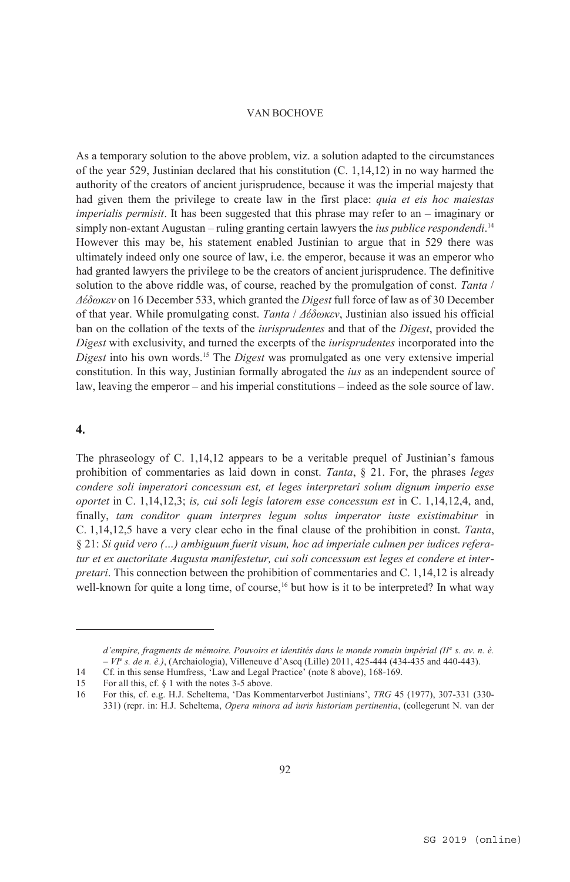As a temporary solution to the above problem, viz. a solution adapted to the circumstances of the year 529, Justinian declared that his constitution (C. 1,14,12) in no way harmed the authority of the creators of ancient jurisprudence, because it was the imperial majesty that had given them the privilege to create law in the first place: *quia et eis hoc maiestas imperialis permisit*. It has been suggested that this phrase may refer to an – imaginary or simply non-extant Augustan – ruling granting certain lawyers the *ius publice respondendi*.[14] However this may be, his statement enabled Justinian to argue that in 529 there was ultimately indeed only one source of law, i.e. the emperor, because it was an emperor who had granted lawyers the privilege to be the creators of ancient jurisprudence. The definitive solution to the above riddle was, of course, reached by the promulgation of const. *Tanta* / *Δέδωκεν* on 16 December 533, which granted the *Digest* full force of law as of 30 December of that year. While promulgating const. *Tanta* / *Δέδωκεν*, Justinian also issued his official ban on the collation of the texts of the *iurisprudentes* and that of the *Digest*, provided the *Digest* with exclusivity, and turned the excerpts of the *iurisprudentes* incorporated into the *Digest* into his own words.[15] The *Digest* was promulgated as one very extensive imperial constitution. In this way, Justinian formally abrogated the *ius* as an independent source of law, leaving the emperor – and his imperial constitutions – indeed as the sole source of law.

## 4.

The phraseology of C. 1,14,12 appears to be a veritable prequel of Justinian's famous prohibition of commentaries as laid down in const. *Tanta*, § 21. For, the phrases *leges condere soli imperatori concessum est, et leges interpretari solum dignum imperio esse oportet* in C. 1,14,12,3; *is, cui soli legis latorem esse concessum est* in C. 1,14,12,4, and, finally, *tam conditor quam interpres legum solus imperator iuste existimabitur* in C. 1,14,12,5 have a very clear echo in the final clause of the prohibition in const. *Tanta*, § 21: *Si quid vero (…) ambiguum fuerit visum, hoc ad imperiale culmen per iudices referatur et ex auctoritate Augusta manifestetur, cui soli concessum est leges et condere et interpretari*. This connection between the prohibition of commentaries and C. 1,14,12 is already well-known for quite a long time, of course,[16] but how is it to be interpreted? In what way

---

*d'empire, fragments de mémoire. Pouvoirs et identités dans le monde romain impérial (II^e s. av. n. è. – VI^e s. de n. è.)*, (Archaiologia), Villeneuve d'Ascq (Lille) 2011, 425-444 (434-435 and 440-443).

14 Cf. in this sense Humfress, 'Law and Legal Practice' (note 8 above), 168-169.

15 For all this, cf. § 1 with the notes 3-5 above.

16 For this, cf. e.g. H.J. Scheltema, 'Das Kommentarverbot Justinians', *TRG* 45 (1977), 307-331 (330-331) (repr. in: H.J. Scheltema, *Opera minora ad iuris historiam pertinentia*, (collegerunt N. van der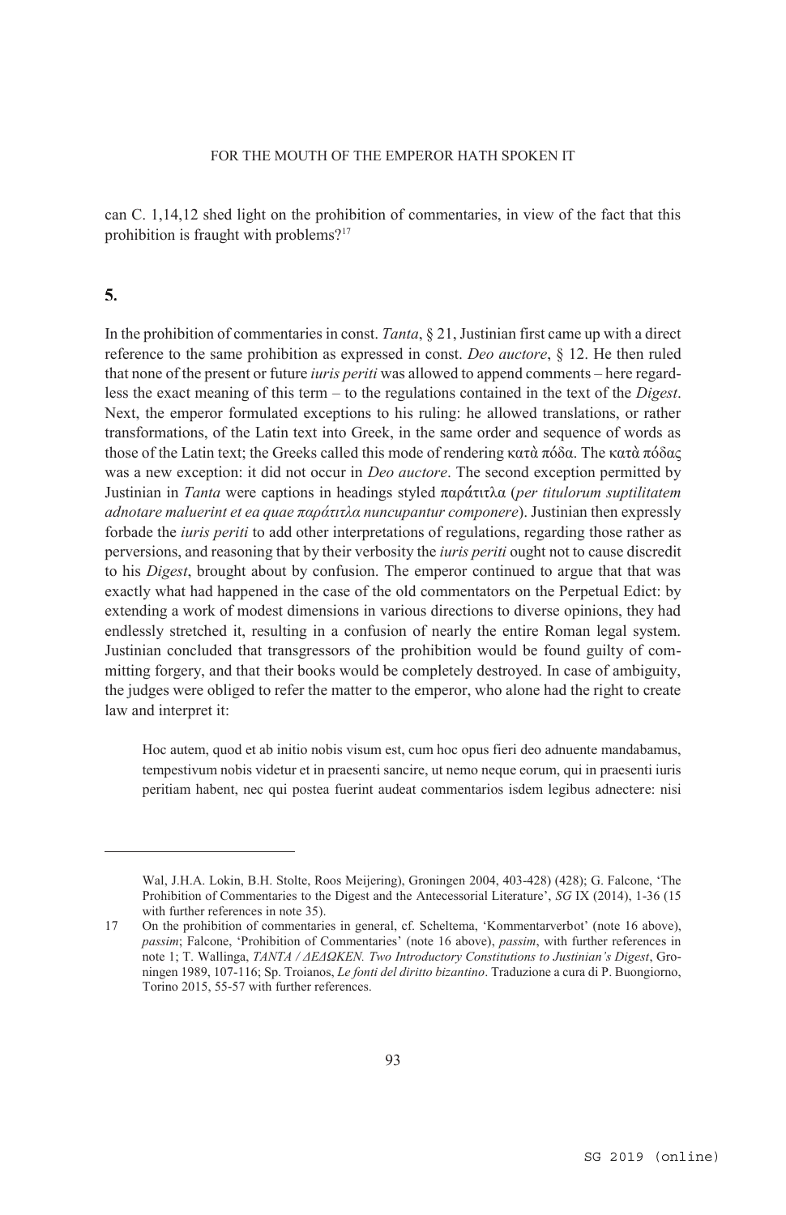can C. 1,14,12 shed light on the prohibition of commentaries, in view of the fact that this prohibition is fraught with problems?[17]

## 5.

In the prohibition of commentaries in const. *Tanta*, § 21, Justinian first came up with a direct reference to the same prohibition as expressed in const. *Deo auctore*, § 12. He then ruled that none of the present or future *iuris periti* was allowed to append comments – here regardless the exact meaning of this term – to the regulations contained in the text of the *Digest*. Next, the emperor formulated exceptions to his ruling: he allowed translations, or rather transformations, of the Latin text into Greek, in the same order and sequence of words as those of the Latin text; the Greeks called this mode of rendering κατὰ πόδα. The κατὰ πόδας was a new exception: it did not occur in *Deo auctore*. The second exception permitted by Justinian in *Tanta* were captions in headings styled παράτιτλα (*per titulorum suptilitatem adnotare maluerint et ea quae παράτιτλα nuncupantur componere*). Justinian then expressly forbade the *iuris periti* to add other interpretations of regulations, regarding those rather as perversions, and reasoning that by their verbosity the *iuris periti* ought not to cause discredit to his *Digest*, brought about by confusion. The emperor continued to argue that that was exactly what had happened in the case of the old commentators on the Perpetual Edict: by extending a work of modest dimensions in various directions to diverse opinions, they had endlessly stretched it, resulting in a confusion of nearly the entire Roman legal system. Justinian concluded that transgressors of the prohibition would be found guilty of committing forgery, and that their books would be completely destroyed. In case of ambiguity, the judges were obliged to refer the matter to the emperor, who alone had the right to create law and interpret it:

> Hoc autem, quod et ab initio nobis visum est, cum hoc opus fieri deo adnuente mandabamus, tempestivum nobis videtur et in praesenti sancire, ut nemo neque eorum, qui in praesenti iuris peritiam habent, nec qui postea fuerint audeat commentarios isdem legibus adnectere: nisi

---

Wal, J.H.A. Lokin, B.H. Stolte, Roos Meijering), Groningen 2004, 403-428) (428); G. Falcone, 'The Prohibition of Commentaries to the Digest and the Antecessorial Literature', *SG* IX (2014), 1-36 (15 with further references in note 35).

17 On the prohibition of commentaries in general, cf. Scheltema, 'Kommentarverbot' (note 16 above), *passim*; Falcone, 'Prohibition of Commentaries' (note 16 above), *passim*, with further references in note 1; T. Wallinga, *TANTA / ΔΕΔΩΚΕΝ. Two Introductory Constitutions to Justinian's Digest*, Groningen 1989, 107-116; Sp. Troianos, *Le fonti del diritto bizantino*. Traduzione a cura di P. Buongiorno, Torino 2015, 55-57 with further references.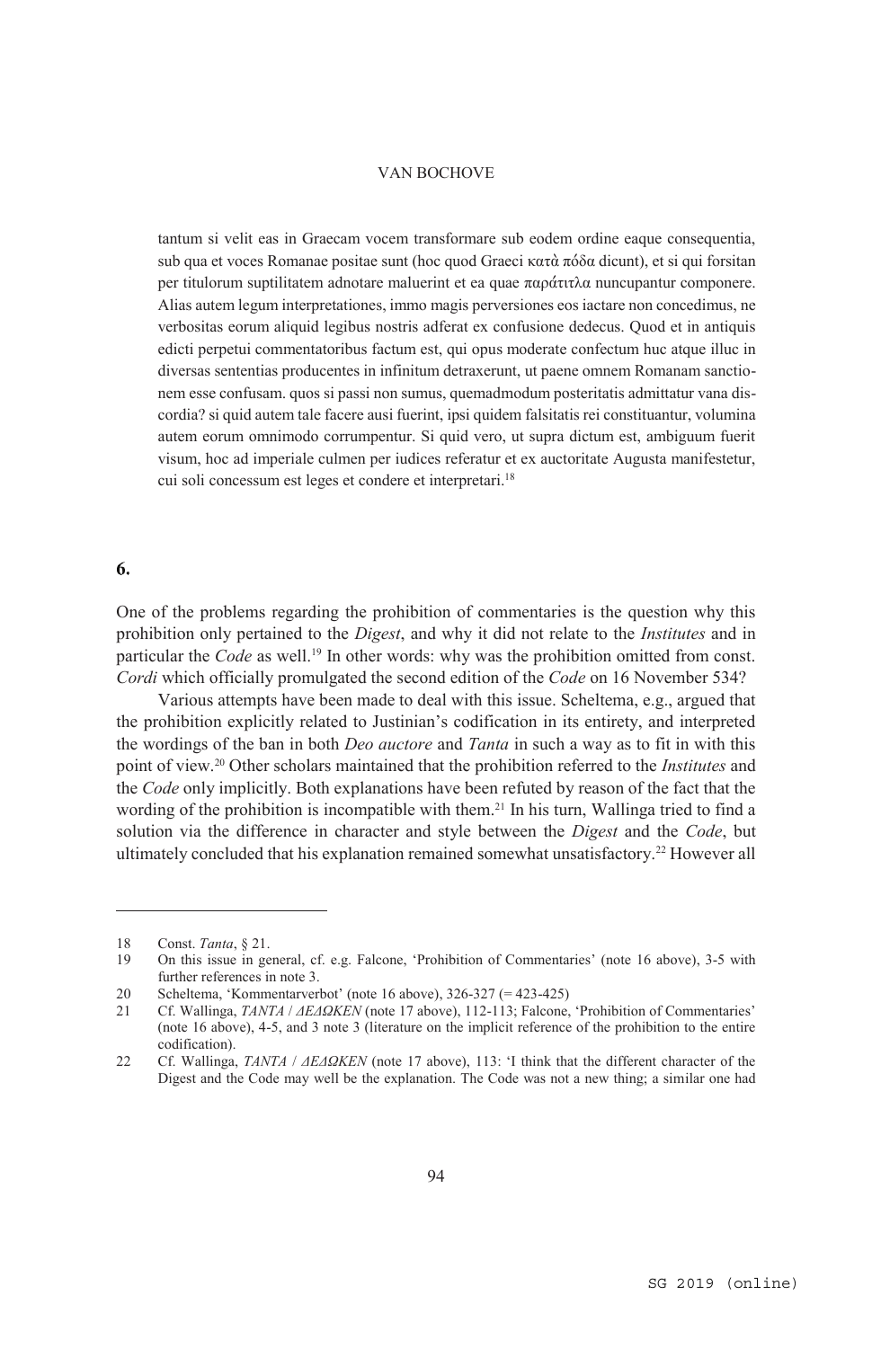tantum si velit eas in Graecam vocem transformare sub eodem ordine eaque consequentia, sub qua et voces Romanae positae sunt (hoc quod Graeci κατὰ πόδα dicunt), et si qui forsitan per titulorum suptilitatem adnotare maluerint et ea quae παράτιτλα nuncupantur componere. Alias autem legum interpretationes, immo magis perversiones eos iactare non concedimus, ne verbositas eorum aliquid legibus nostris adferat ex confusione dedecus. Quod et in antiquis edicti perpetui commentatoribus factum est, qui opus moderate confectum huc atque illuc in diversas sententias producentes in infinitum detraxerunt, ut paene omnem Romanam sanctionem esse confusam. quos si passi non sumus, quemadmodum posteritatis admittatur vana discordia? si quid autem tale facere ausi fuerint, ipsi quidem falsitatis rei constituantur, volumina autem eorum omnimodo corrumpentur. Si quid vero, ut supra dictum est, ambiguum fuerit visum, hoc ad imperiale culmen per iudices referatur et ex auctoritate Augusta manifestetur, cui soli concessum est leges et condere et interpretari.[18]

## 6.

One of the problems regarding the prohibition of commentaries is the question why this prohibition only pertained to the *Digest*, and why it did not relate to the *Institutes* and in particular the *Code* as well.[19] In other words: why was the prohibition omitted from const. *Cordi* which officially promulgated the second edition of the *Code* on 16 November 534?

Various attempts have been made to deal with this issue. Scheltema, e.g., argued that the prohibition explicitly related to Justinian's codification in its entirety, and interpreted the wordings of the ban in both *Deo auctore* and *Tanta* in such a way as to fit in with this point of view.[20] Other scholars maintained that the prohibition referred to the *Institutes* and the *Code* only implicitly. Both explanations have been refuted by reason of the fact that the wording of the prohibition is incompatible with them.[21] In his turn, Wallinga tried to find a solution via the difference in character and style between the *Digest* and the *Code*, but ultimately concluded that his explanation remained somewhat unsatisfactory.[22] However all

---

18 Const. *Tanta*, § 21.

19 On this issue in general, cf. e.g. Falcone, 'Prohibition of Commentaries' (note 16 above), 3-5 with further references in note 3.

20 Scheltema, 'Kommentarverbot' (note 16 above), 326-327 (= 423-425)

21 Cf. Wallinga, *TANTA* / *ΔΕΔΩΚΕΝ* (note 17 above), 112-113; Falcone, 'Prohibition of Commentaries' (note 16 above), 4-5, and 3 note 3 (literature on the implicit reference of the prohibition to the entire codification).

22 Cf. Wallinga, *TANTA* / *ΔΕΔΩΚΕΝ* (note 17 above), 113: 'I think that the different character of the Digest and the Code may well be the explanation. The Code was not a new thing; a similar one had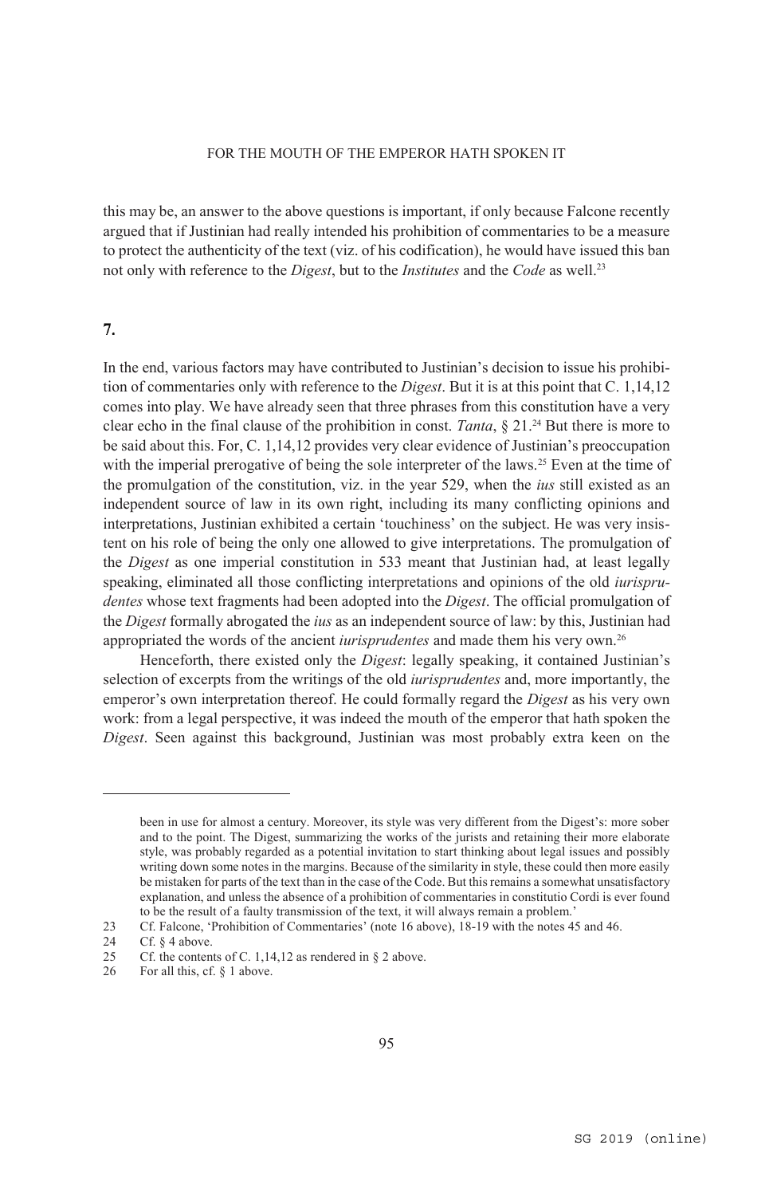this may be, an answer to the above questions is important, if only because Falcone recently argued that if Justinian had really intended his prohibition of commentaries to be a measure to protect the authenticity of the text (viz. of his codification), he would have issued this ban not only with reference to the *Digest*, but to the *Institutes* and the *Code* as well.[23]

## 7.

In the end, various factors may have contributed to Justinian's decision to issue his prohibition of commentaries only with reference to the *Digest*. But it is at this point that C. 1,14,12 comes into play. We have already seen that three phrases from this constitution have a very clear echo in the final clause of the prohibition in const. *Tanta*, § 21.[24] But there is more to be said about this. For, C. 1,14,12 provides very clear evidence of Justinian's preoccupation with the imperial prerogative of being the sole interpreter of the laws.[25] Even at the time of the promulgation of the constitution, viz. in the year 529, when the *ius* still existed as an independent source of law in its own right, including its many conflicting opinions and interpretations, Justinian exhibited a certain 'touchiness' on the subject. He was very insistent on his role of being the only one allowed to give interpretations. The promulgation of the *Digest* as one imperial constitution in 533 meant that Justinian had, at least legally speaking, eliminated all those conflicting interpretations and opinions of the old *iurisprudentes* whose text fragments had been adopted into the *Digest*. The official promulgation of the *Digest* formally abrogated the *ius* as an independent source of law: by this, Justinian had appropriated the words of the ancient *iurisprudentes* and made them his very own.[26]

Henceforth, there existed only the *Digest*: legally speaking, it contained Justinian's selection of excerpts from the writings of the old *iurisprudentes* and, more importantly, the emperor's own interpretation thereof. He could formally regard the *Digest* as his very own work: from a legal perspective, it was indeed the mouth of the emperor that hath spoken the *Digest*. Seen against this background, Justinian was most probably extra keen on the

---

been in use for almost a century. Moreover, its style was very different from the Digest's: more sober and to the point. The Digest, summarizing the works of the jurists and retaining their more elaborate style, was probably regarded as a potential invitation to start thinking about legal issues and possibly writing down some notes in the margins. Because of the similarity in style, these could then more easily be mistaken for parts of the text than in the case of the Code. But this remains a somewhat unsatisfactory explanation, and unless the absence of a prohibition of commentaries in constitutio Cordi is ever found to be the result of a faulty transmission of the text, it will always remain a problem.'

23 Cf. Falcone, 'Prohibition of Commentaries' (note 16 above), 18-19 with the notes 45 and 46.

24 Cf. § 4 above.

25 Cf. the contents of C. 1,14,12 as rendered in § 2 above.

26 For all this, cf. § 1 above.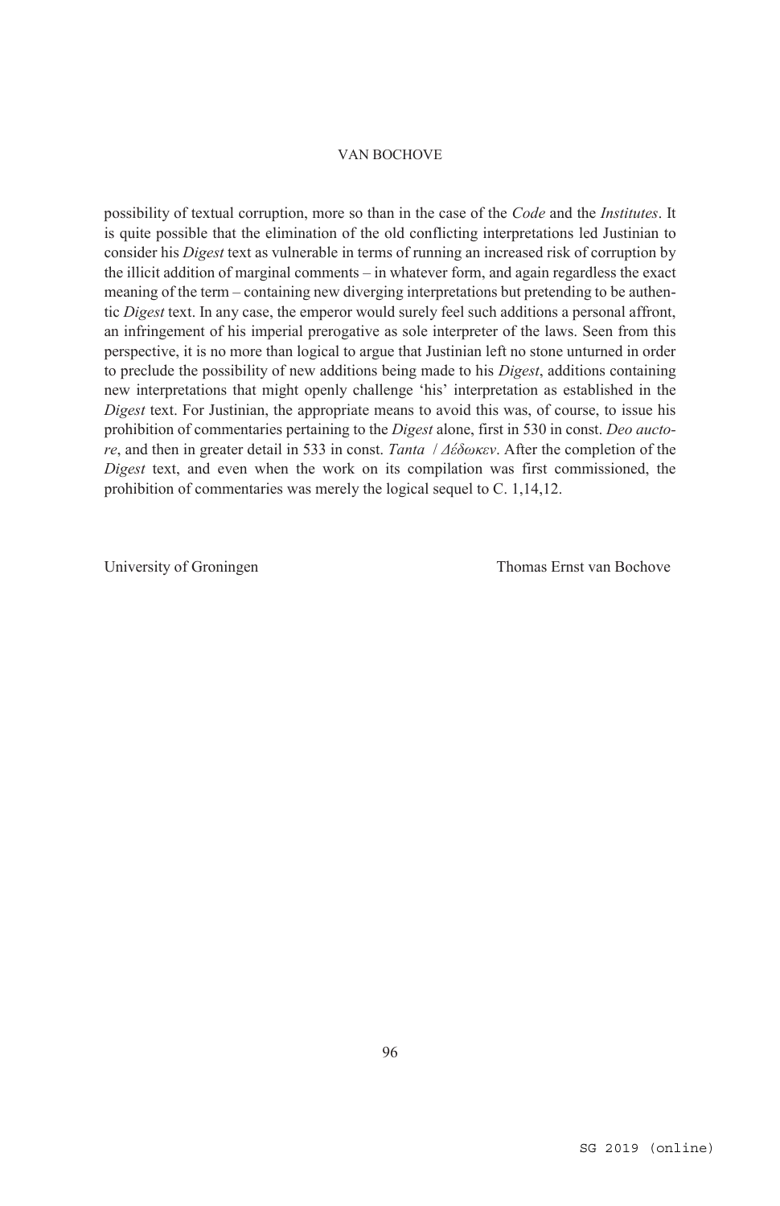possibility of textual corruption, more so than in the case of the *Code* and the *Institutes*. It is quite possible that the elimination of the old conflicting interpretations led Justinian to consider his *Digest* text as vulnerable in terms of running an increased risk of corruption by the illicit addition of marginal comments – in whatever form, and again regardless the exact meaning of the term – containing new diverging interpretations but pretending to be authentic *Digest* text. In any case, the emperor would surely feel such additions a personal affront, an infringement of his imperial prerogative as sole interpreter of the laws. Seen from this perspective, it is no more than logical to argue that Justinian left no stone unturned in order to preclude the possibility of new additions being made to his *Digest*, additions containing new interpretations that might openly challenge 'his' interpretation as established in the *Digest* text. For Justinian, the appropriate means to avoid this was, of course, to issue his prohibition of commentaries pertaining to the *Digest* alone, first in 530 in const. *Deo auctore*, and then in greater detail in 533 in const. *Tanta* / *Δέδωκεν*. After the completion of the *Digest* text, and even when the work on its compilation was first commissioned, the prohibition of commentaries was merely the logical sequel to C. 1,14,12.

University of Groningen — Thomas Ernst van Bochove